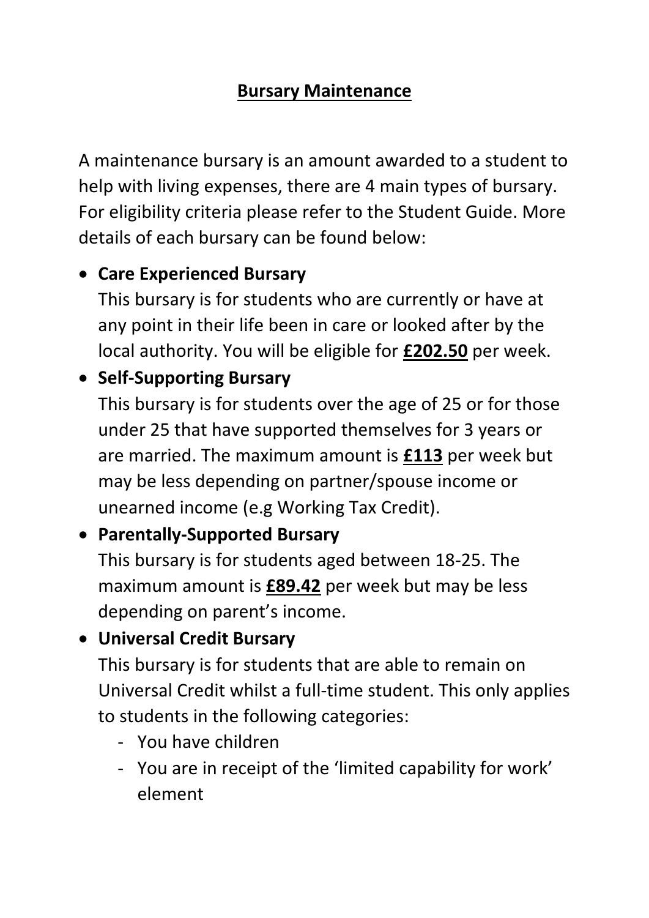# **Bursary Maintenance**

A maintenance bursary is an amount awarded to a student to help with living expenses, there are 4 main types of bursary. For eligibility criteria please refer to the Student Guide. More details of each bursary can be found below:

- **Care Experienced Bursary**
  This bursary is for students who are currently or have at any point in their life been in care or looked after by the local authority. You will be eligible for **£202.50** per week.
- **Self-Supporting Bursary**
  This bursary is for students over the age of 25 or for those under 25 that have supported themselves for 3 years or are married. The maximum amount is **£113** per week but may be less depending on partner/spouse income or unearned income (e.g Working Tax Credit).
- **Parentally-Supported Bursary**
  This bursary is for students aged between 18-25. The maximum amount is **£89.42** per week but may be less depending on parent's income.
- **Universal Credit Bursary**
  This bursary is for students that are able to remain on Universal Credit whilst a full-time student. This only applies to students in the following categories:
    - You have children
    - You are in receipt of the 'limited capability for work' element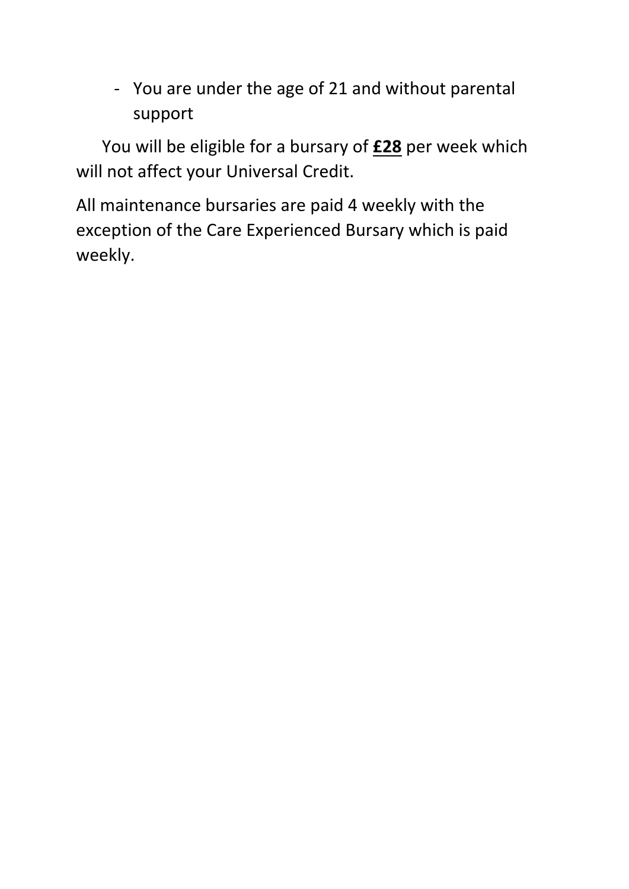- You are under the age of 21 and without parental support

You will be eligible for a bursary of **<u>£28</u>** per week which will not affect your Universal Credit.

All maintenance bursaries are paid 4 weekly with the exception of the Care Experienced Bursary which is paid weekly.